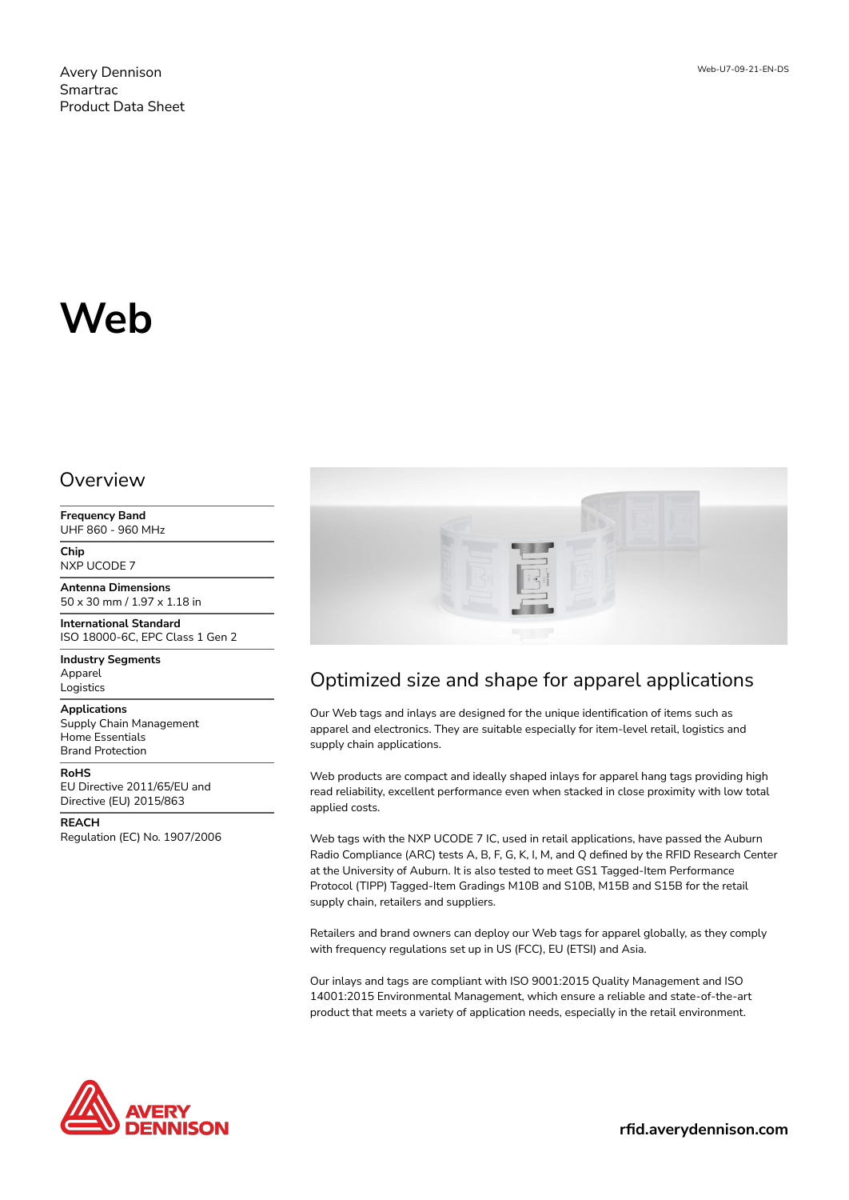Avery Dennison
Smartrac
Product Data Sheet

Web-U7-09-21-EN-DS

# Web

## Overview

**Frequency Band**
UHF 860 - 960 MHz

**Chip**
NXP UCODE 7

**Antenna Dimensions**
50 x 30 mm / 1.97 x 1.18 in

**International Standard**
ISO 18000-6C, EPC Class 1 Gen 2

**Industry Segments**
Apparel
Logistics

**Applications**
Supply Chain Management
Home Essentials
Brand Protection

**RoHS**
EU Directive 2011/65/EU and Directive (EU) 2015/863

**REACH**
Regulation (EC) No. 1907/2006

## Optimized size and shape for apparel applications

Our Web tags and inlays are designed for the unique identification of items such as apparel and electronics. They are suitable especially for item-level retail, logistics and supply chain applications.

Web products are compact and ideally shaped inlays for apparel hang tags providing high read reliability, excellent performance even when stacked in close proximity with low total applied costs.

Web tags with the NXP UCODE 7 IC, used in retail applications, have passed the Auburn Radio Compliance (ARC) tests A, B, F, G, K, I, M, and Q defined by the RFID Research Center at the University of Auburn. It is also tested to meet GS1 Tagged-Item Performance Protocol (TIPP) Tagged-Item Gradings M10B and S10B, M15B and S15B for the retail supply chain, retailers and suppliers.

Retailers and brand owners can deploy our Web tags for apparel globally, as they comply with frequency regulations set up in US (FCC), EU (ETSI) and Asia.

Our inlays and tags are compliant with ISO 9001:2015 Quality Management and ISO 14001:2015 Environmental Management, which ensure a reliable and state-of-the-art product that meets a variety of application needs, especially in the retail environment.

AVERY DENNISON

rfid.averydennison.com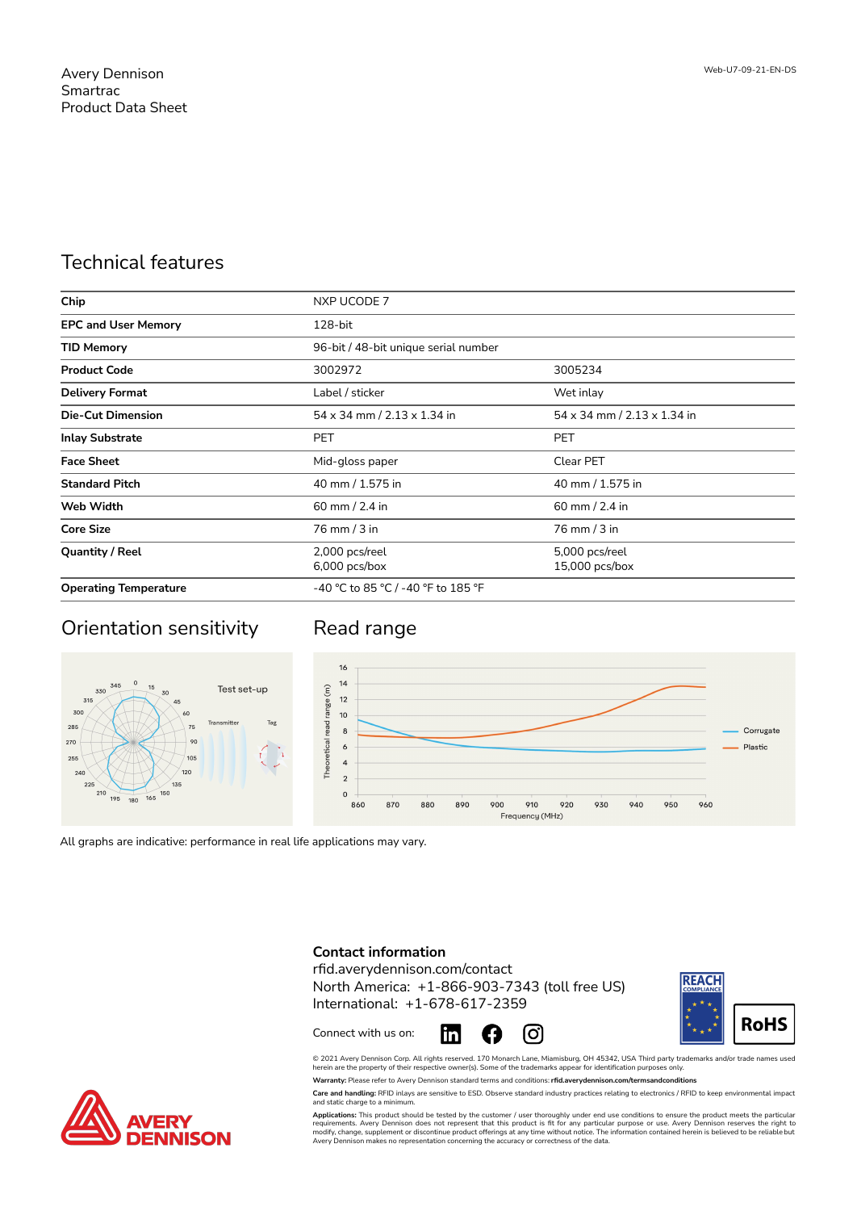Avery Dennison
Smartrac
Product Data Sheet

Web-U7-09-21-EN-DS

## Technical features

| | | |
|---|---|---|
| **Chip** | NXP UCODE 7 | |
| **EPC and User Memory** | 128-bit | |
| **TID Memory** | 96-bit / 48-bit unique serial number | |
| **Product Code** | 3002972 | 3005234 |
| **Delivery Format** | Label / sticker | Wet inlay |
| **Die-Cut Dimension** | 54 x 34 mm / 2.13 x 1.34 in | 54 x 34 mm / 2.13 x 1.34 in |
| **Inlay Substrate** | PET | PET |
| **Face Sheet** | Mid-gloss paper | Clear PET |
| **Standard Pitch** | 40 mm / 1.575 in | 40 mm / 1.575 in |
| **Web Width** | 60 mm / 2.4 in | 60 mm / 2.4 in |
| **Core Size** | 76 mm / 3 in | 76 mm / 3 in |
| **Quantity / Reel** | 2,000 pcs/reel<br>6,000 pcs/box | 5,000 pcs/reel<br>15,000 pcs/box |
| **Operating Temperature** | -40 °C to 85 °C / -40 °F to 185 °F | |

## Orientation sensitivity

0 15 30 45 60 75 90 105 120 135 150 165 180 195 210 225 240 255 270 285 300 315 330 345

Test set-up

Transmitter

Tag

## Read range

Theoretical read range (m)

0 2 4 6 8 10 12 14 16

860 870 880 890 900 910 920 930 940 950 960

Frequency (MHz)

Corrugate

Plastic

All graphs are indicative: performance in real life applications may vary.

**Contact information**
rfid.averydennison.com/contact
North America: +1-866-903-7343 (toll free US)
International: +1-678-617-2359

Connect with us on:

REACH COMPLIANCE

RoHS

© 2021 Avery Dennison Corp. All rights reserved. 170 Monarch Lane, Miamisburg, OH 45342, USA Third party trademarks and/or trade names used herein are the property of their respective owner(s). Some of the trademarks appear for identification purposes only.

**Warranty:** Please refer to Avery Dennison standard terms and conditions: **rfid.averydennison.com/termsandconditions**

**Care and handling:** RFID inlays are sensitive to ESD. Observe standard industry practices relating to electronics / RFID to keep environmental impact and static charge to a minimum.

**Applications:** This product should be tested by the customer / user thoroughly under end use conditions to ensure the product meets the particular requirements. Avery Dennison does not represent that this product is fit for any particular purpose or use. Avery Dennison reserves the right to modify, change, supplement or discontinue product offerings at any time without notice. The information contained herein is believed to be reliable but Avery Dennison makes no representation concerning the accuracy or correctness of the data.

AVERY DENNISON